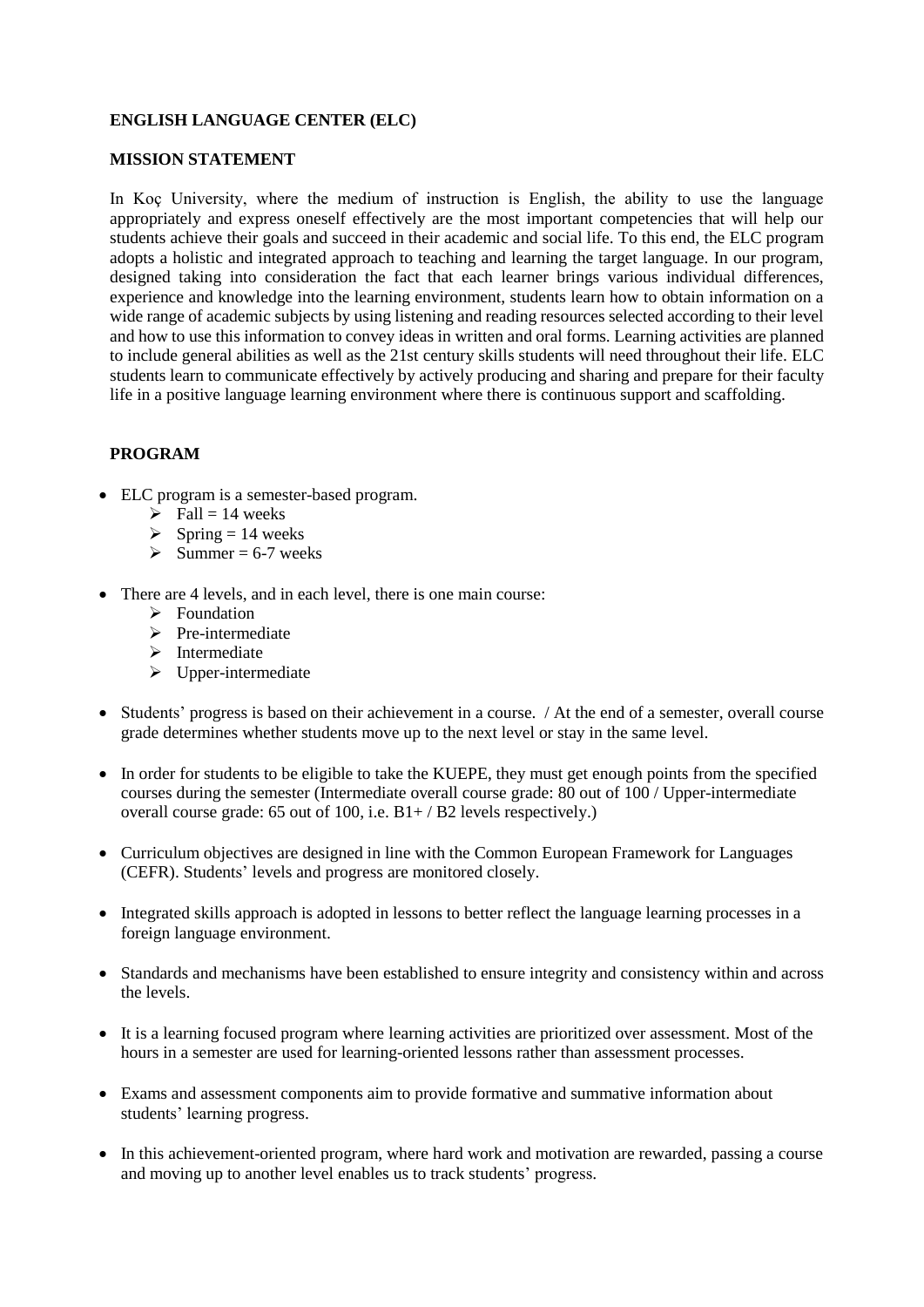## ENGLISH LANGUAGE CENTER (ELC)

### MISSION STATEMENT

In Koç University, where the medium of instruction is English, the ability to use the language appropriately and express oneself effectively are the most important competencies that will help our students achieve their goals and succeed in their academic and social life. To this end, the ELC program adopts a holistic and integrated approach to teaching and learning the target language. In our program, designed taking into consideration the fact that each learner brings various individual differences, experience and knowledge into the learning environment, students learn how to obtain information on a wide range of academic subjects by using listening and reading resources selected according to their level and how to use this information to convey ideas in written and oral forms. Learning activities are planned to include general abilities as well as the 21st century skills students will need throughout their life. ELC students learn to communicate effectively by actively producing and sharing and prepare for their faculty life in a positive language learning environment where there is continuous support and scaffolding.

### PROGRAM

- ELC program is a semester-based program.
  - Fall = 14 weeks
  - Spring = 14 weeks
  - Summer = 6-7 weeks
- There are 4 levels, and in each level, there is one main course:
  - Foundation
  - Pre-intermediate
  - Intermediate
  - Upper-intermediate
- Students' progress is based on their achievement in a course. / At the end of a semester, overall course grade determines whether students move up to the next level or stay in the same level.
- In order for students to be eligible to take the KUEPE, they must get enough points from the specified courses during the semester (Intermediate overall course grade: 80 out of 100 / Upper-intermediate overall course grade: 65 out of 100, i.e. B1+ / B2 levels respectively.)
- Curriculum objectives are designed in line with the Common European Framework for Languages (CEFR). Students' levels and progress are monitored closely.
- Integrated skills approach is adopted in lessons to better reflect the language learning processes in a foreign language environment.
- Standards and mechanisms have been established to ensure integrity and consistency within and across the levels.
- It is a learning focused program where learning activities are prioritized over assessment. Most of the hours in a semester are used for learning-oriented lessons rather than assessment processes.
- Exams and assessment components aim to provide formative and summative information about students' learning progress.
- In this achievement-oriented program, where hard work and motivation are rewarded, passing a course and moving up to another level enables us to track students' progress.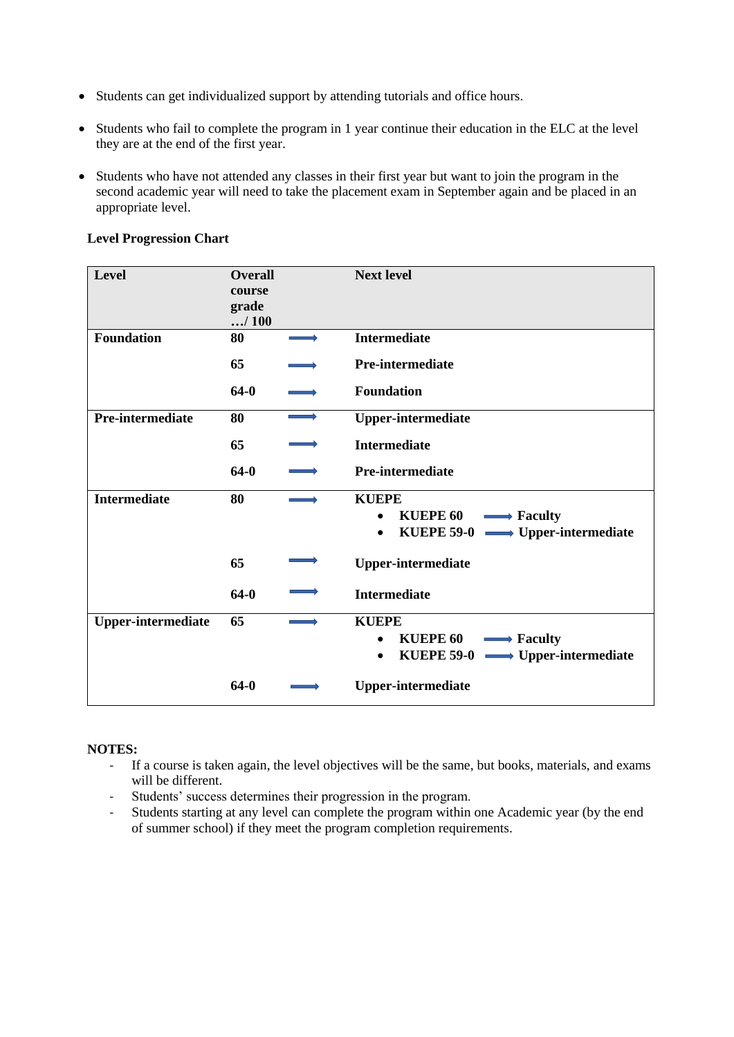- Students can get individualized support by attending tutorials and office hours.
- Students who fail to complete the program in 1 year continue their education in the ELC at the level they are at the end of the first year.
- Students who have not attended any classes in their first year but want to join the program in the second academic year will need to take the placement exam in September again and be placed in an appropriate level.

**Level Progression Chart**

| Level | Overall course grade …/ 100 | | Next level |
|---|---|---|---|
| **Foundation** | **80** | → | **Intermediate** |
| | **65** | → | **Pre-intermediate** |
| | **64-0** | → | **Foundation** |
| **Pre-intermediate** | **80** | → | **Upper-intermediate** |
| | **65** | → | **Intermediate** |
| | **64-0** | → | **Pre-intermediate** |
| **Intermediate** | **80** | → | **KUEPE**<br>• **KUEPE 60** → **Faculty**<br>• **KUEPE 59-0** → **Upper-intermediate** |
| | **65** | → | **Upper-intermediate** |
| | **64-0** | → | **Intermediate** |
| **Upper-intermediate** | **65** | → | **KUEPE**<br>• **KUEPE 60** → **Faculty**<br>• **KUEPE 59-0** → **Upper-intermediate** |
| | **64-0** | → | **Upper-intermediate** |

**NOTES:**

- If a course is taken again, the level objectives will be the same, but books, materials, and exams will be different.
- Students' success determines their progression in the program.
- Students starting at any level can complete the program within one Academic year (by the end of summer school) if they meet the program completion requirements.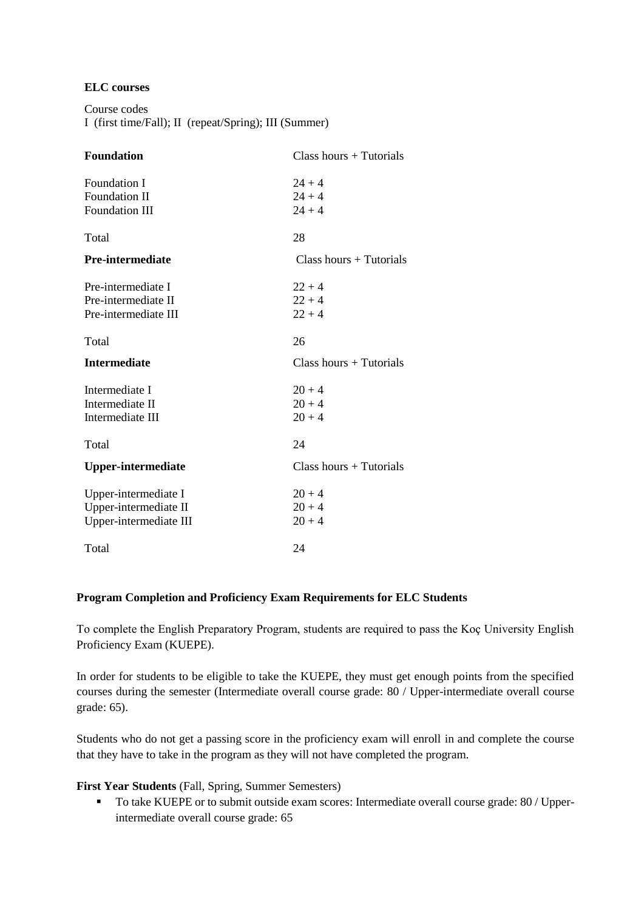**ELC courses**

Course codes
I (first time/Fall); II (repeat/Spring); III (Summer)

| **Foundation** | Class hours + Tutorials |
|---|---|
| Foundation I | 24 + 4 |
| Foundation II | 24 + 4 |
| Foundation III | 24 + 4 |
| Total | 28 |

| **Pre-intermediate** | Class hours + Tutorials |
|---|---|
| Pre-intermediate I | 22 + 4 |
| Pre-intermediate II | 22 + 4 |
| Pre-intermediate III | 22 + 4 |
| Total | 26 |

| **Intermediate** | Class hours + Tutorials |
|---|---|
| Intermediate I | 20 + 4 |
| Intermediate II | 20 + 4 |
| Intermediate III | 20 + 4 |
| Total | 24 |

| **Upper-intermediate** | Class hours + Tutorials |
|---|---|
| Upper-intermediate I | 20 + 4 |
| Upper-intermediate II | 20 + 4 |
| Upper-intermediate III | 20 + 4 |
| Total | 24 |

**Program Completion and Proficiency Exam Requirements for ELC Students**

To complete the English Preparatory Program, students are required to pass the Koç University English Proficiency Exam (KUEPE).

In order for students to be eligible to take the KUEPE, they must get enough points from the specified courses during the semester (Intermediate overall course grade: 80 / Upper-intermediate overall course grade: 65).

Students who do not get a passing score in the proficiency exam will enroll in and complete the course that they have to take in the program as they will not have completed the program.

**First Year Students** (Fall, Spring, Summer Semesters)

- To take KUEPE or to submit outside exam scores: Intermediate overall course grade: 80 / Upper-intermediate overall course grade: 65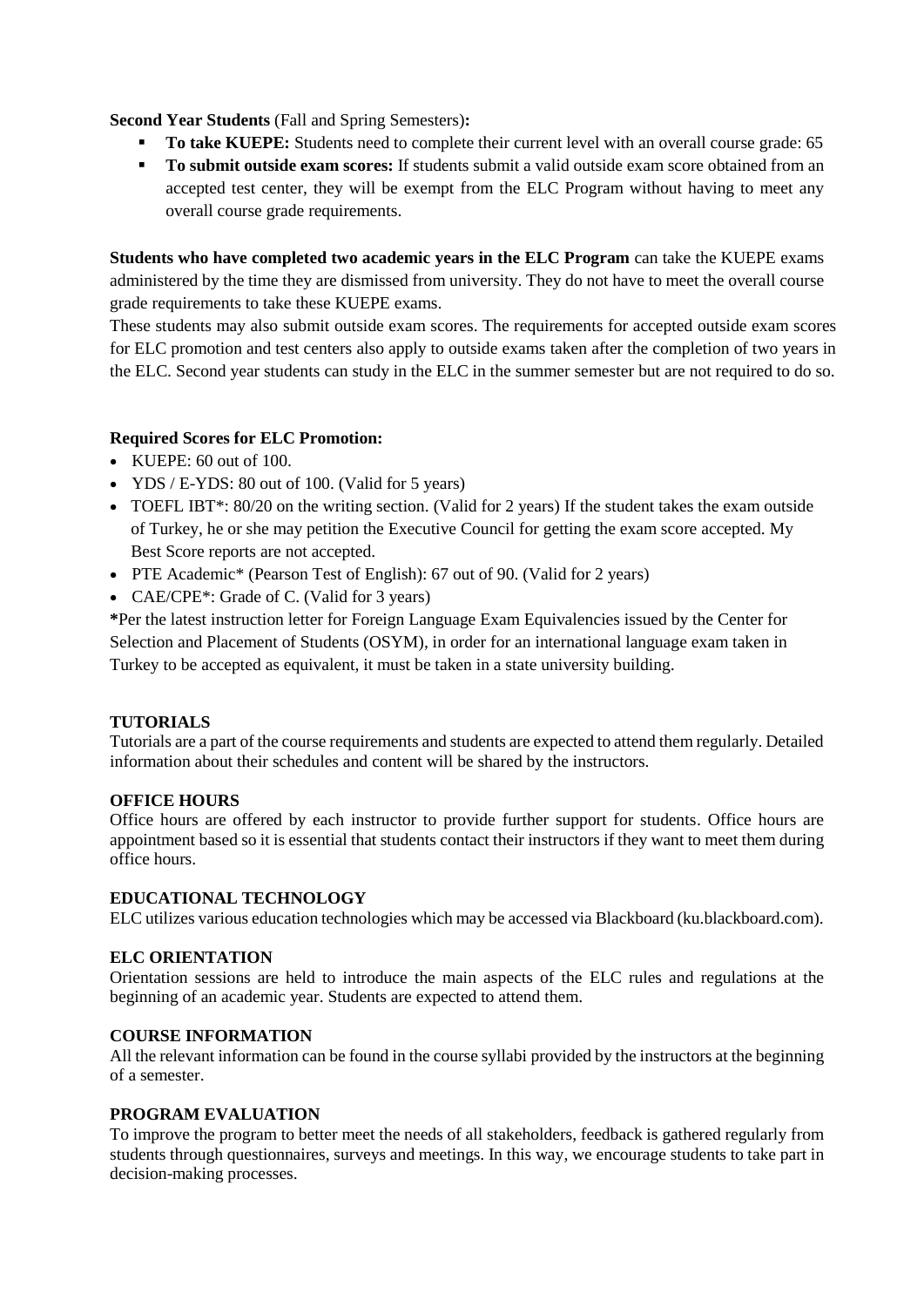**Second Year Students** (Fall and Spring Semesters)**:**

- **To take KUEPE:** Students need to complete their current level with an overall course grade: 65
- **To submit outside exam scores:** If students submit a valid outside exam score obtained from an accepted test center, they will be exempt from the ELC Program without having to meet any overall course grade requirements.

**Students who have completed two academic years in the ELC Program** can take the KUEPE exams administered by the time they are dismissed from university. They do not have to meet the overall course grade requirements to take these KUEPE exams.

These students may also submit outside exam scores. The requirements for accepted outside exam scores for ELC promotion and test centers also apply to outside exams taken after the completion of two years in the ELC. Second year students can study in the ELC in the summer semester but are not required to do so.

**Required Scores for ELC Promotion:**

- KUEPE: 60 out of 100.
- YDS / E-YDS: 80 out of 100. (Valid for 5 years)
- TOEFL IBT*: 80/20 on the writing section. (Valid for 2 years) If the student takes the exam outside of Turkey, he or she may petition the Executive Council for getting the exam score accepted. My Best Score reports are not accepted.
- PTE Academic* (Pearson Test of English): 67 out of 90. (Valid for 2 years)
- CAE/CPE*: Grade of C. (Valid for 3 years)

**\***Per the latest instruction letter for Foreign Language Exam Equivalencies issued by the Center for Selection and Placement of Students (OSYM), in order for an international language exam taken in Turkey to be accepted as equivalent, it must be taken in a state university building.

**TUTORIALS**

Tutorials are a part of the course requirements and students are expected to attend them regularly. Detailed information about their schedules and content will be shared by the instructors.

**OFFICE HOURS**

Office hours are offered by each instructor to provide further support for students. Office hours are appointment based so it is essential that students contact their instructors if they want to meet them during office hours.

**EDUCATIONAL TECHNOLOGY**

ELC utilizes various education technologies which may be accessed via Blackboard (ku.blackboard.com).

**ELC ORIENTATION**

Orientation sessions are held to introduce the main aspects of the ELC rules and regulations at the beginning of an academic year. Students are expected to attend them.

**COURSE INFORMATION**

All the relevant information can be found in the course syllabi provided by the instructors at the beginning of a semester.

**PROGRAM EVALUATION**

To improve the program to better meet the needs of all stakeholders, feedback is gathered regularly from students through questionnaires, surveys and meetings. In this way, we encourage students to take part in decision-making processes.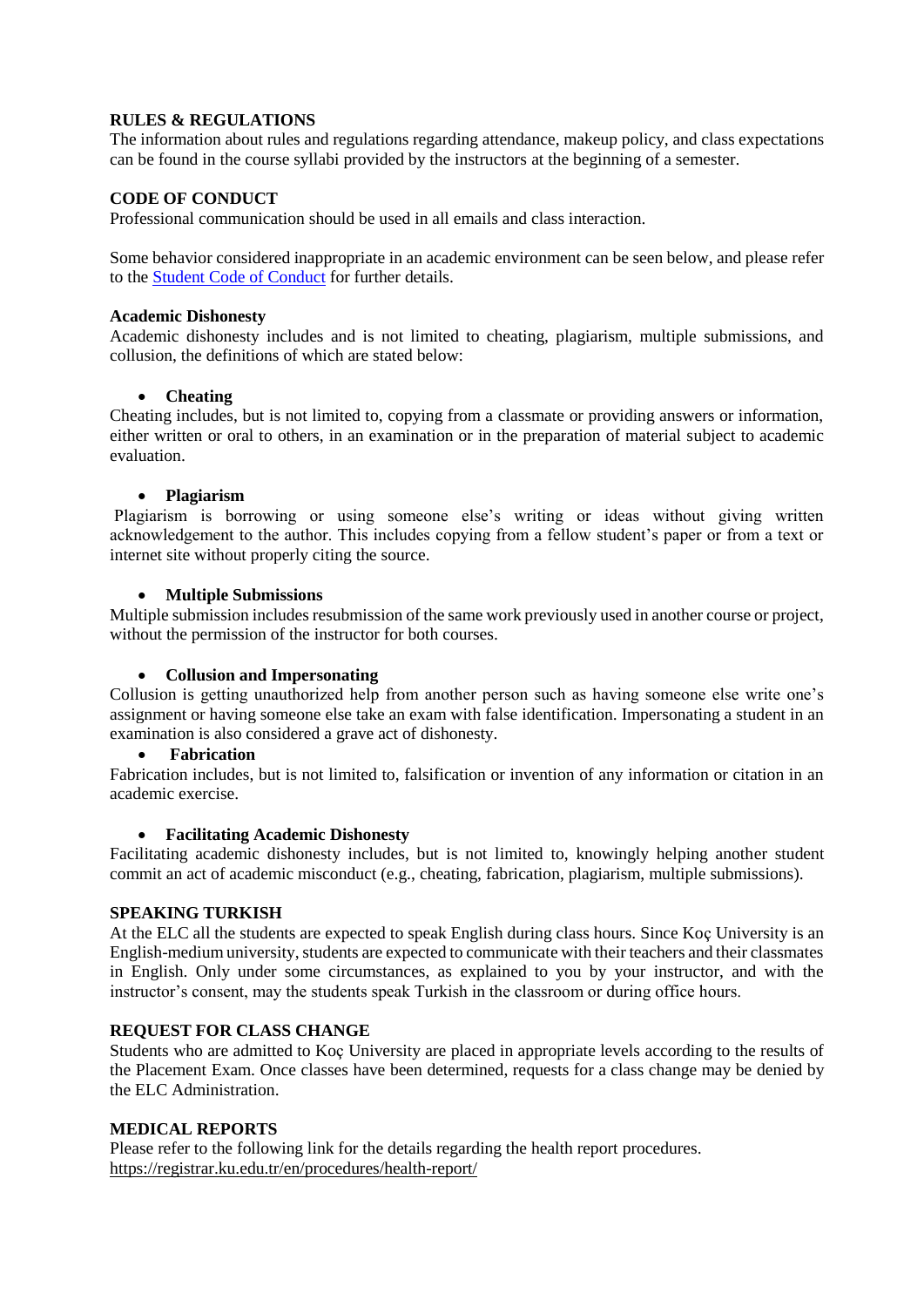## RULES & REGULATIONS

The information about rules and regulations regarding attendance, makeup policy, and class expectations can be found in the course syllabi provided by the instructors at the beginning of a semester.

## CODE OF CONDUCT

Professional communication should be used in all emails and class interaction.

Some behavior considered inappropriate in an academic environment can be seen below, and please refer to the Student Code of Conduct for further details.

### Academic Dishonesty

Academic dishonesty includes and is not limited to cheating, plagiarism, multiple submissions, and collusion, the definitions of which are stated below:

- **Cheating**

Cheating includes, but is not limited to, copying from a classmate or providing answers or information, either written or oral to others, in an examination or in the preparation of material subject to academic evaluation.

- **Plagiarism**

Plagiarism is borrowing or using someone else's writing or ideas without giving written acknowledgement to the author. This includes copying from a fellow student's paper or from a text or internet site without properly citing the source.

- **Multiple Submissions**

Multiple submission includes resubmission of the same work previously used in another course or project, without the permission of the instructor for both courses.

- **Collusion and Impersonating**

Collusion is getting unauthorized help from another person such as having someone else write one's assignment or having someone else take an exam with false identification. Impersonating a student in an examination is also considered a grave act of dishonesty.

- **Fabrication**

Fabrication includes, but is not limited to, falsification or invention of any information or citation in an academic exercise.

- **Facilitating Academic Dishonesty**

Facilitating academic dishonesty includes, but is not limited to, knowingly helping another student commit an act of academic misconduct (e.g., cheating, fabrication, plagiarism, multiple submissions).

## SPEAKING TURKISH

At the ELC all the students are expected to speak English during class hours. Since Koç University is an English-medium university, students are expected to communicate with their teachers and their classmates in English. Only under some circumstances, as explained to you by your instructor, and with the instructor's consent, may the students speak Turkish in the classroom or during office hours.

## REQUEST FOR CLASS CHANGE

Students who are admitted to Koç University are placed in appropriate levels according to the results of the Placement Exam. Once classes have been determined, requests for a class change may be denied by the ELC Administration.

## MEDICAL REPORTS

Please refer to the following link for the details regarding the health report procedures.
https://registrar.ku.edu.tr/en/procedures/health-report/